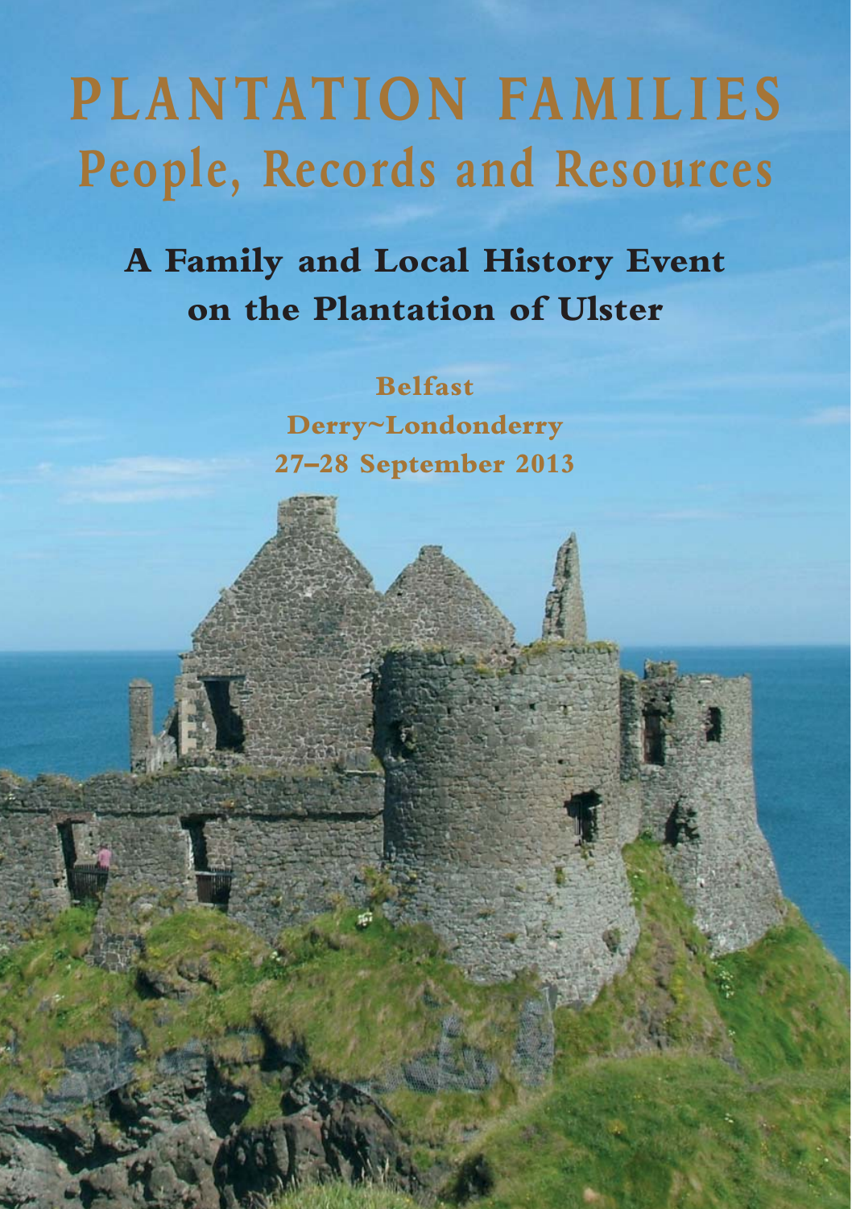# PLANTATION FAMILIES
## People, Records and Resources

**A Family and Local History Event on the Plantation of Ulster**

**Belfast**
**Derry~Londonderry**
**27–28 September 2013**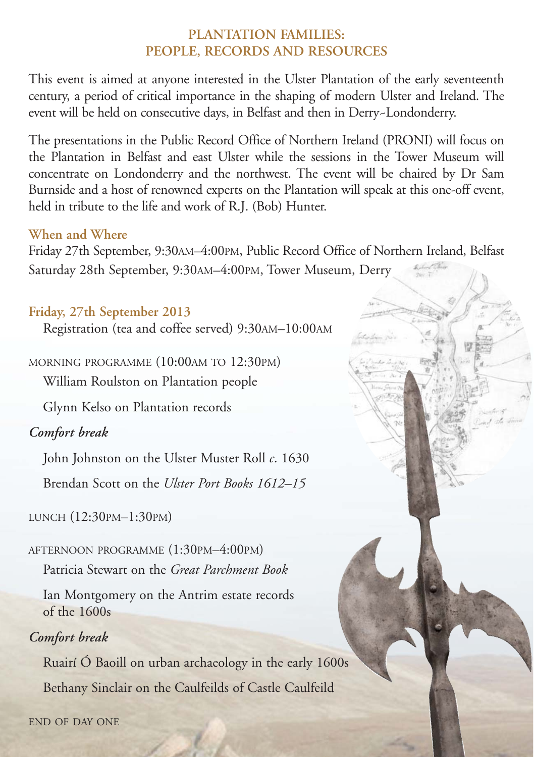## PLANTATION FAMILIES: PEOPLE, RECORDS AND RESOURCES

This event is aimed at anyone interested in the Ulster Plantation of the early seventeenth century, a period of critical importance in the shaping of modern Ulster and Ireland. The event will be held on consecutive days, in Belfast and then in Derry~Londonderry.

The presentations in the Public Record Office of Northern Ireland (PRONI) will focus on the Plantation in Belfast and east Ulster while the sessions in the Tower Museum will concentrate on Londonderry and the northwest. The event will be chaired by Dr Sam Burnside and a host of renowned experts on the Plantation will speak at this one-off event, held in tribute to the life and work of R.J. (Bob) Hunter.

### When and Where

Friday 27th September, 9:30AM–4:00PM, Public Record Office of Northern Ireland, Belfast
Saturday 28th September, 9:30AM–4:00PM, Tower Museum, Derry

### Friday, 27th September 2013

Registration (tea and coffee served) 9:30AM–10:00AM

MORNING PROGRAMME (10:00AM TO 12:30PM)

William Roulston on Plantation people

Glynn Kelso on Plantation records

*Comfort break*

John Johnston on the Ulster Muster Roll *c*. 1630

Brendan Scott on the *Ulster Port Books 1612–15*

LUNCH (12:30PM–1:30PM)

AFTERNOON PROGRAMME (1:30PM–4:00PM)

Patricia Stewart on the *Great Parchment Book*

Ian Montgomery on the Antrim estate records of the 1600s

*Comfort break*

Ruairí Ó Baoill on urban archaeology in the early 1600s

Bethany Sinclair on the Caulfeilds of Castle Caulfeild

END OF DAY ONE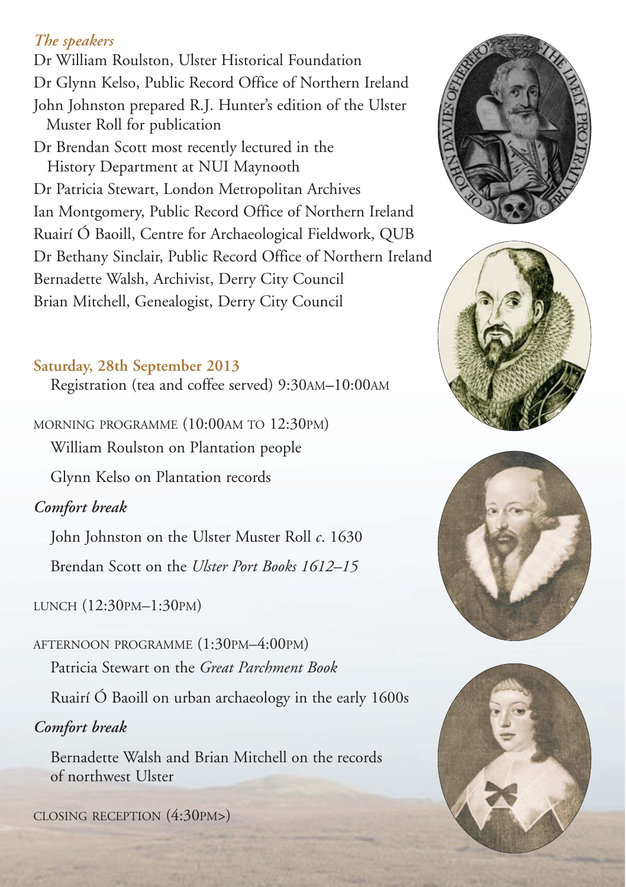*The speakers*

Dr William Roulston, Ulster Historical Foundation

Dr Glynn Kelso, Public Record Office of Northern Ireland

John Johnston prepared R.J. Hunter's edition of the Ulster Muster Roll for publication

Dr Brendan Scott most recently lectured in the History Department at NUI Maynooth

Dr Patricia Stewart, London Metropolitan Archives

Ian Montgomery, Public Record Office of Northern Ireland

Ruairí Ó Baoill, Centre for Archaeological Fieldwork, QUB

Dr Bethany Sinclair, Public Record Office of Northern Ireland

Bernadette Walsh, Archivist, Derry City Council

Brian Mitchell, Genealogist, Derry City Council

**Saturday, 28th September 2013**

Registration (tea and coffee served) 9:30AM–10:00AM

MORNING PROGRAMME (10:00AM TO 12:30PM)

William Roulston on Plantation people

Glynn Kelso on Plantation records

*Comfort break*

John Johnston on the Ulster Muster Roll *c*. 1630

Brendan Scott on the *Ulster Port Books 1612–15*

LUNCH (12:30PM–1:30PM)

AFTERNOON PROGRAMME (1:30PM–4:00PM)

Patricia Stewart on the *Great Parchment Book*

Ruairí Ó Baoill on urban archaeology in the early 1600s

*Comfort break*

Bernadette Walsh and Brian Mitchell on the records of northwest Ulster

CLOSING RECEPTION (4:30PM>)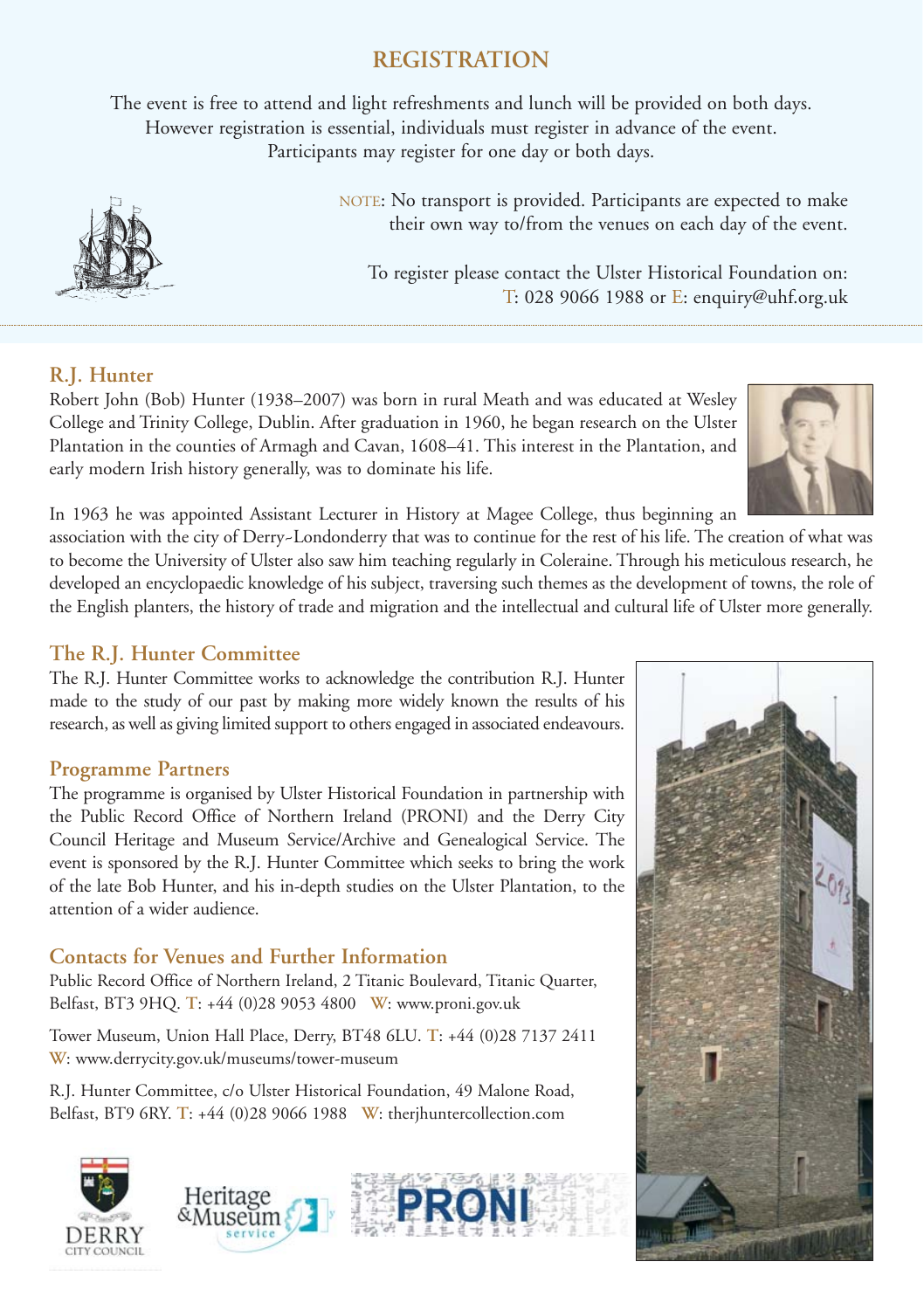## REGISTRATION

The event is free to attend and light refreshments and lunch will be provided on both days. However registration is essential, individuals must register in advance of the event. Participants may register for one day or both days.

NOTE: No transport is provided. Participants are expected to make their own way to/from the venues on each day of the event.

To register please contact the Ulster Historical Foundation on:
T: 028 9066 1988 or E: enquiry@uhf.org.uk

## R.J. Hunter

Robert John (Bob) Hunter (1938–2007) was born in rural Meath and was educated at Wesley College and Trinity College, Dublin. After graduation in 1960, he began research on the Ulster Plantation in the counties of Armagh and Cavan, 1608–41. This interest in the Plantation, and early modern Irish history generally, was to dominate his life.

In 1963 he was appointed Assistant Lecturer in History at Magee College, thus beginning an association with the city of Derry-Londonderry that was to continue for the rest of his life. The creation of what was to become the University of Ulster also saw him teaching regularly in Coleraine. Through his meticulous research, he developed an encyclopaedic knowledge of his subject, traversing such themes as the development of towns, the role of the English planters, the history of trade and migration and the intellectual and cultural life of Ulster more generally.

## The R.J. Hunter Committee

The R.J. Hunter Committee works to acknowledge the contribution R.J. Hunter made to the study of our past by making more widely known the results of his research, as well as giving limited support to others engaged in associated endeavours.

## Programme Partners

The programme is organised by Ulster Historical Foundation in partnership with the Public Record Office of Northern Ireland (PRONI) and the Derry City Council Heritage and Museum Service/Archive and Genealogical Service. The event is sponsored by the R.J. Hunter Committee which seeks to bring the work of the late Bob Hunter, and his in-depth studies on the Ulster Plantation, to the attention of a wider audience.

## Contacts for Venues and Further Information

Public Record Office of Northern Ireland, 2 Titanic Boulevard, Titanic Quarter, Belfast, BT3 9HQ. T: +44 (0)28 9053 4800 W: www.proni.gov.uk

Tower Museum, Union Hall Place, Derry, BT48 6LU. T: +44 (0)28 7137 2411
W: www.derrycity.gov.uk/museums/tower-museum

R.J. Hunter Committee, c/o Ulster Historical Foundation, 49 Malone Road, Belfast, BT9 6RY. T: +44 (0)28 9066 1988 W: therjhuntercollection.com

DERRY CITY COUNCIL

Heritage &Museum service

PRONI